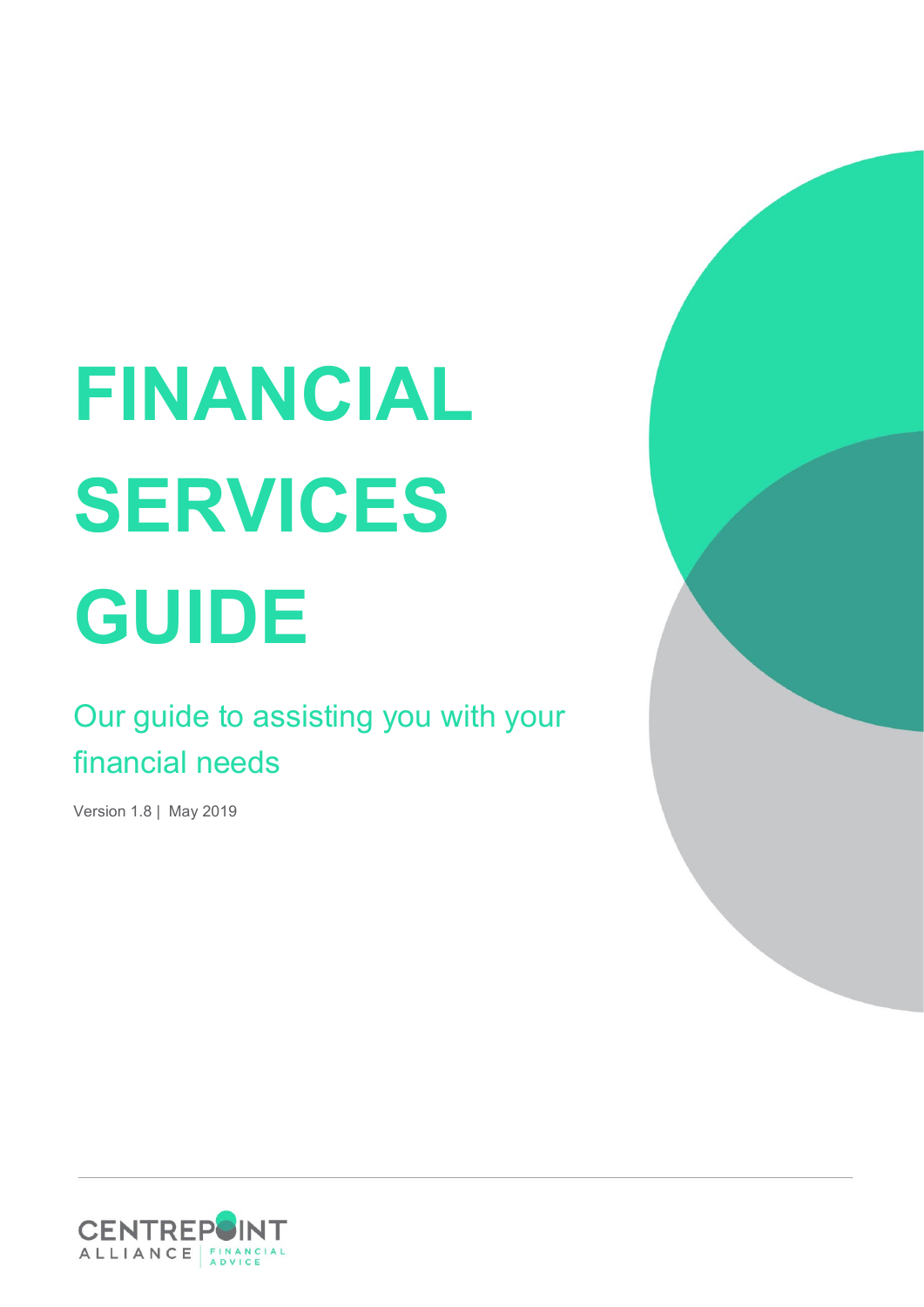# FINANCIAL SERVICES GUIDE

Our guide to assisting you with your financial needs

Version 1.8 | May 2019

CENTREPOINT ALLIANCE FINANCIAL ADVICE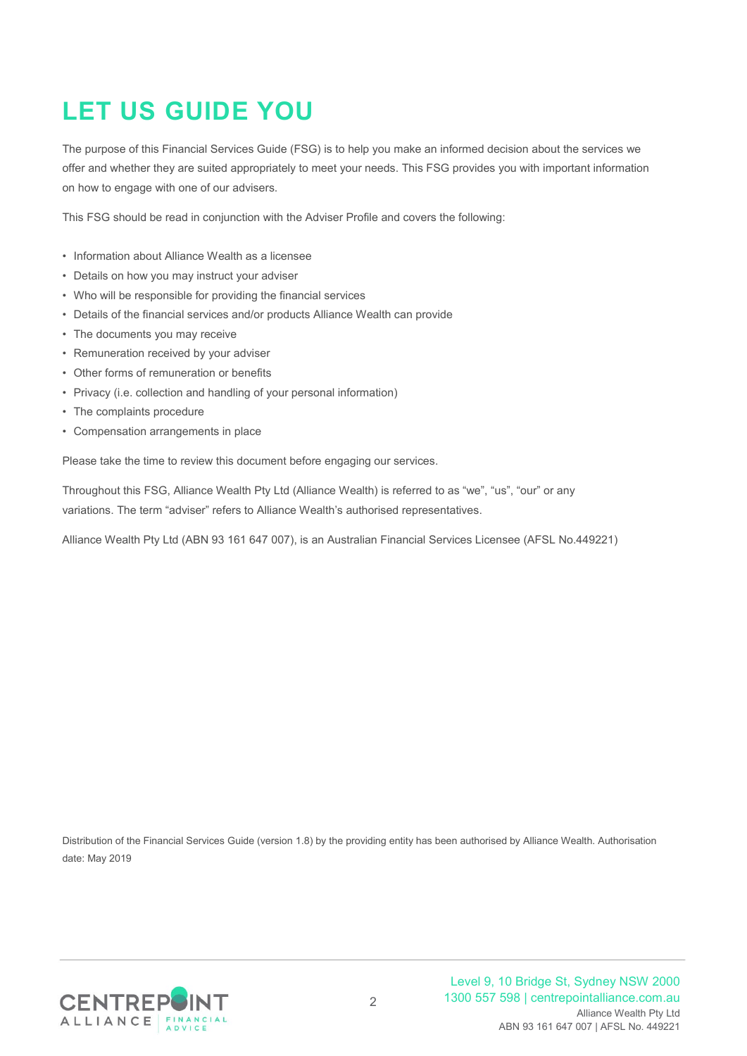# LET US GUIDE YOU

The purpose of this Financial Services Guide (FSG) is to help you make an informed decision about the services we offer and whether they are suited appropriately to meet your needs. This FSG provides you with important information on how to engage with one of our advisers.

This FSG should be read in conjunction with the Adviser Profile and covers the following:

- Information about Alliance Wealth as a licensee
- Details on how you may instruct your adviser
- Who will be responsible for providing the financial services
- Details of the financial services and/or products Alliance Wealth can provide
- The documents you may receive
- Remuneration received by your adviser
- Other forms of remuneration or benefits
- Privacy (i.e. collection and handling of your personal information)
- The complaints procedure
- Compensation arrangements in place

Please take the time to review this document before engaging our services.

Throughout this FSG, Alliance Wealth Pty Ltd (Alliance Wealth) is referred to as "we", "us", "our" or any variations. The term "adviser" refers to Alliance Wealth's authorised representatives.

Alliance Wealth Pty Ltd (ABN 93 161 647 007), is an Australian Financial Services Licensee (AFSL No.449221)

Distribution of the Financial Services Guide (version 1.8) by the providing entity has been authorised by Alliance Wealth. Authorisation date: May 2019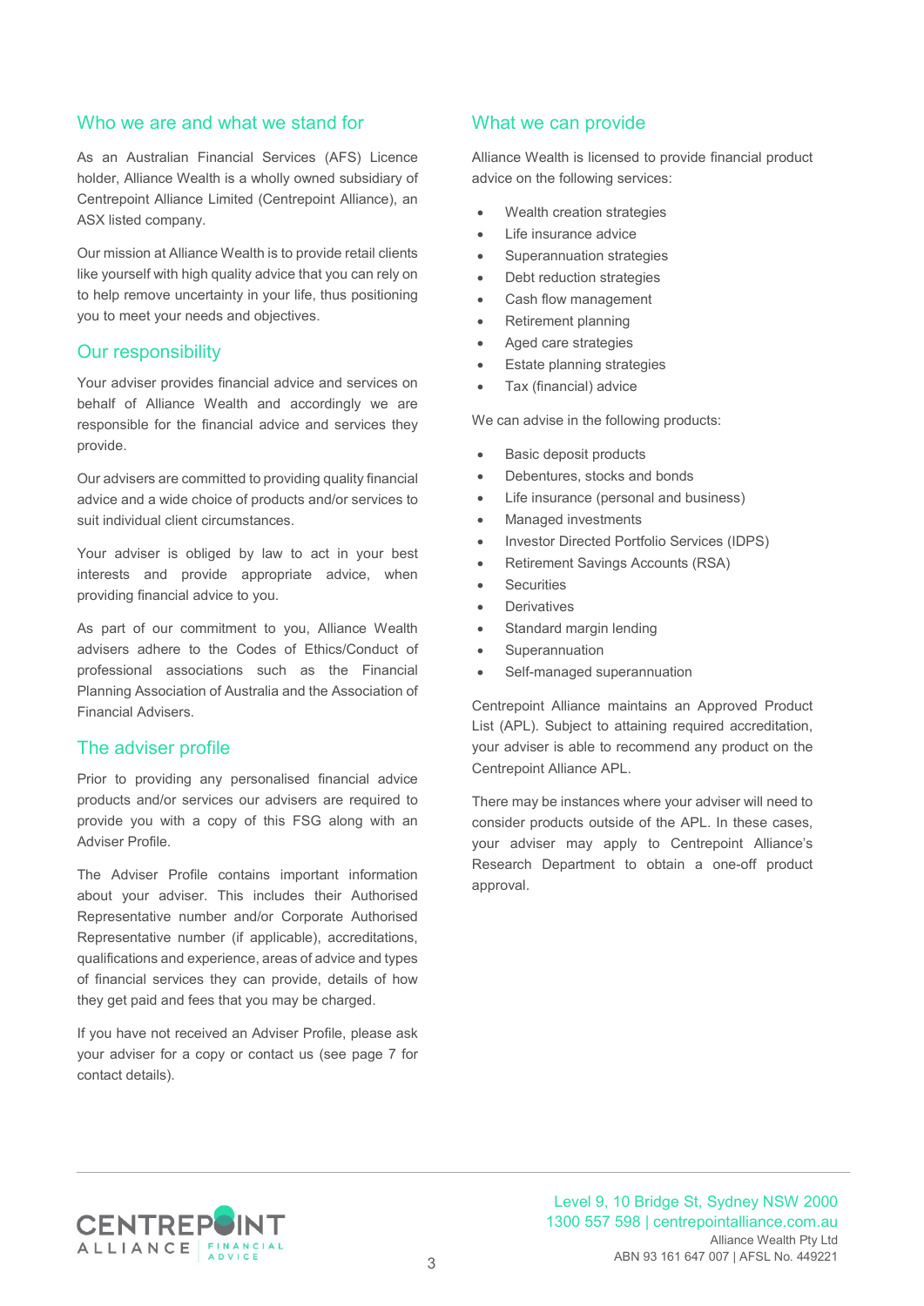## Who we are and what we stand for

As an Australian Financial Services (AFS) Licence holder, Alliance Wealth is a wholly owned subsidiary of Centrepoint Alliance Limited (Centrepoint Alliance), an ASX listed company.

Our mission at Alliance Wealth is to provide retail clients like yourself with high quality advice that you can rely on to help remove uncertainty in your life, thus positioning you to meet your needs and objectives.

## Our responsibility

Your adviser provides financial advice and services on behalf of Alliance Wealth and accordingly we are responsible for the financial advice and services they provide.

Our advisers are committed to providing quality financial advice and a wide choice of products and/or services to suit individual client circumstances.

Your adviser is obliged by law to act in your best interests and provide appropriate advice, when providing financial advice to you.

As part of our commitment to you, Alliance Wealth advisers adhere to the Codes of Ethics/Conduct of professional associations such as the Financial Planning Association of Australia and the Association of Financial Advisers.

## The adviser profile

Prior to providing any personalised financial advice products and/or services our advisers are required to provide you with a copy of this FSG along with an Adviser Profile.

The Adviser Profile contains important information about your adviser. This includes their Authorised Representative number and/or Corporate Authorised Representative number (if applicable), accreditations, qualifications and experience, areas of advice and types of financial services they can provide, details of how they get paid and fees that you may be charged.

If you have not received an Adviser Profile, please ask your adviser for a copy or contact us (see page 7 for contact details).

## What we can provide

Alliance Wealth is licensed to provide financial product advice on the following services:

- Wealth creation strategies
- Life insurance advice
- Superannuation strategies
- Debt reduction strategies
- Cash flow management
- Retirement planning
- Aged care strategies
- Estate planning strategies
- Tax (financial) advice

We can advise in the following products:

- Basic deposit products
- Debentures, stocks and bonds
- Life insurance (personal and business)
- Managed investments
- Investor Directed Portfolio Services (IDPS)
- Retirement Savings Accounts (RSA)
- Securities
- Derivatives
- Standard margin lending
- Superannuation
- Self-managed superannuation

Centrepoint Alliance maintains an Approved Product List (APL). Subject to attaining required accreditation, your adviser is able to recommend any product on the Centrepoint Alliance APL.

There may be instances where your adviser will need to consider products outside of the APL. In these cases, your adviser may apply to Centrepoint Alliance's Research Department to obtain a one-off product approval.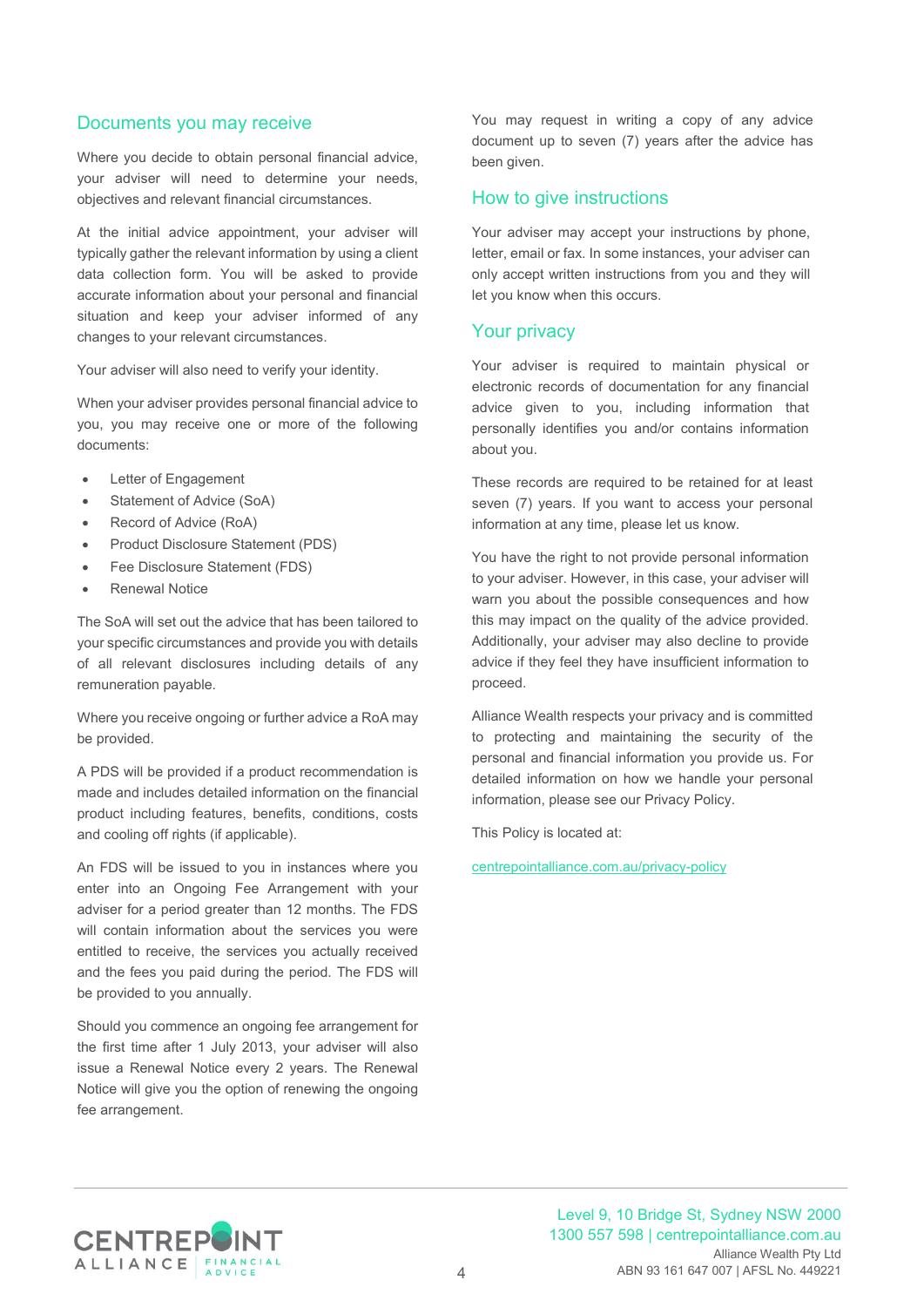## Documents you may receive

Where you decide to obtain personal financial advice, your adviser will need to determine your needs, objectives and relevant financial circumstances.

At the initial advice appointment, your adviser will typically gather the relevant information by using a client data collection form. You will be asked to provide accurate information about your personal and financial situation and keep your adviser informed of any changes to your relevant circumstances.

Your adviser will also need to verify your identity.

When your adviser provides personal financial advice to you, you may receive one or more of the following documents:

- Letter of Engagement
- Statement of Advice (SoA)
- Record of Advice (RoA)
- Product Disclosure Statement (PDS)
- Fee Disclosure Statement (FDS)
- Renewal Notice

The SoA will set out the advice that has been tailored to your specific circumstances and provide you with details of all relevant disclosures including details of any remuneration payable.

Where you receive ongoing or further advice a RoA may be provided.

A PDS will be provided if a product recommendation is made and includes detailed information on the financial product including features, benefits, conditions, costs and cooling off rights (if applicable).

An FDS will be issued to you in instances where you enter into an Ongoing Fee Arrangement with your adviser for a period greater than 12 months. The FDS will contain information about the services you were entitled to receive, the services you actually received and the fees you paid during the period. The FDS will be provided to you annually.

Should you commence an ongoing fee arrangement for the first time after 1 July 2013, your adviser will also issue a Renewal Notice every 2 years. The Renewal Notice will give you the option of renewing the ongoing fee arrangement.

You may request in writing a copy of any advice document up to seven (7) years after the advice has been given.

## How to give instructions

Your adviser may accept your instructions by phone, letter, email or fax. In some instances, your adviser can only accept written instructions from you and they will let you know when this occurs.

## Your privacy

Your adviser is required to maintain physical or electronic records of documentation for any financial advice given to you, including information that personally identifies you and/or contains information about you.

These records are required to be retained for at least seven (7) years. If you want to access your personal information at any time, please let us know.

You have the right to not provide personal information to your adviser. However, in this case, your adviser will warn you about the possible consequences and how this may impact on the quality of the advice provided. Additionally, your adviser may also decline to provide advice if they feel they have insufficient information to proceed.

Alliance Wealth respects your privacy and is committed to protecting and maintaining the security of the personal and financial information you provide us. For detailed information on how we handle your personal information, please see our Privacy Policy.

This Policy is located at:

centrepointalliance.com.au/privacy-policy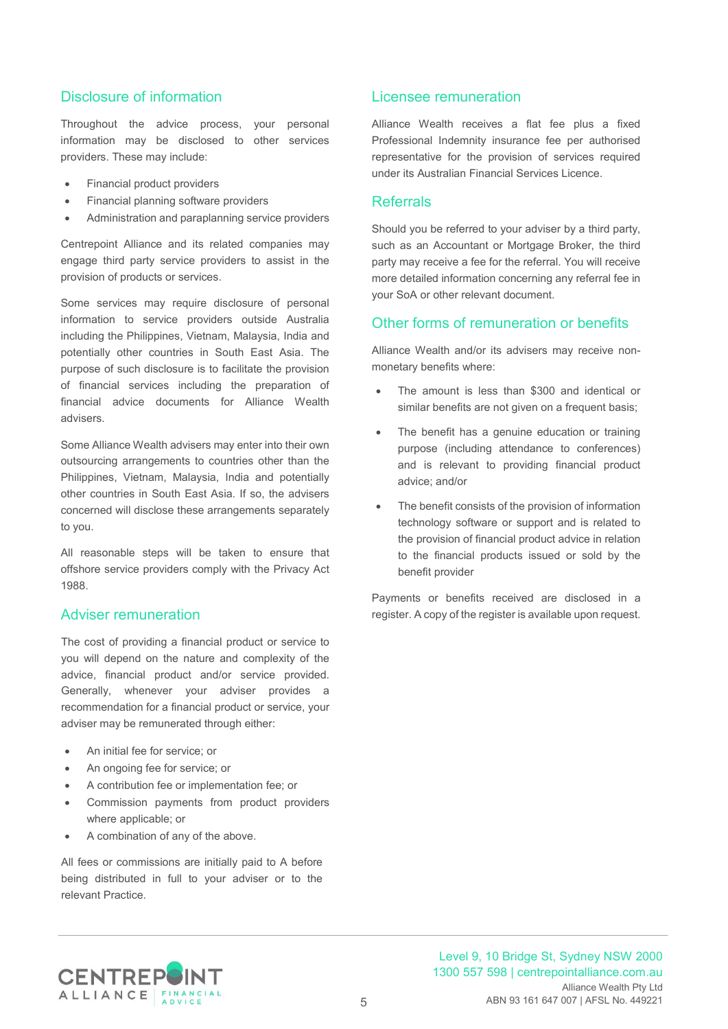## Disclosure of information

Throughout the advice process, your personal information may be disclosed to other services providers. These may include:

- Financial product providers
- Financial planning software providers
- Administration and paraplanning service providers

Centrepoint Alliance and its related companies may engage third party service providers to assist in the provision of products or services.

Some services may require disclosure of personal information to service providers outside Australia including the Philippines, Vietnam, Malaysia, India and potentially other countries in South East Asia. The purpose of such disclosure is to facilitate the provision of financial services including the preparation of financial advice documents for Alliance Wealth advisers.

Some Alliance Wealth advisers may enter into their own outsourcing arrangements to countries other than the Philippines, Vietnam, Malaysia, India and potentially other countries in South East Asia. If so, the advisers concerned will disclose these arrangements separately to you.

All reasonable steps will be taken to ensure that offshore service providers comply with the Privacy Act 1988.

## Adviser remuneration

The cost of providing a financial product or service to you will depend on the nature and complexity of the advice, financial product and/or service provided. Generally, whenever your adviser provides a recommendation for a financial product or service, your adviser may be remunerated through either:

- An initial fee for service; or
- An ongoing fee for service; or
- A contribution fee or implementation fee; or
- Commission payments from product providers where applicable; or
- A combination of any of the above.

All fees or commissions are initially paid to A before being distributed in full to your adviser or to the relevant Practice.

## Licensee remuneration

Alliance Wealth receives a flat fee plus a fixed Professional Indemnity insurance fee per authorised representative for the provision of services required under its Australian Financial Services Licence.

## Referrals

Should you be referred to your adviser by a third party, such as an Accountant or Mortgage Broker, the third party may receive a fee for the referral. You will receive more detailed information concerning any referral fee in your SoA or other relevant document.

## Other forms of remuneration or benefits

Alliance Wealth and/or its advisers may receive non-monetary benefits where:

- The amount is less than $300 and identical or similar benefits are not given on a frequent basis;
- The benefit has a genuine education or training purpose (including attendance to conferences) and is relevant to providing financial product advice; and/or
- The benefit consists of the provision of information technology software or support and is related to the provision of financial product advice in relation to the financial products issued or sold by the benefit provider

Payments or benefits received are disclosed in a register. A copy of the register is available upon request.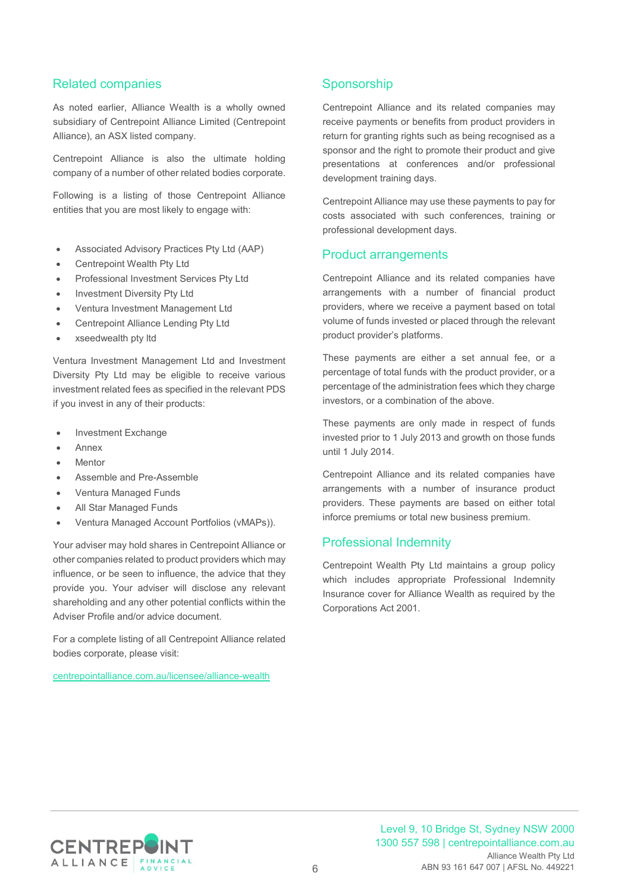## Related companies

As noted earlier, Alliance Wealth is a wholly owned subsidiary of Centrepoint Alliance Limited (Centrepoint Alliance), an ASX listed company.

Centrepoint Alliance is also the ultimate holding company of a number of other related bodies corporate.

Following is a listing of those Centrepoint Alliance entities that you are most likely to engage with:

- Associated Advisory Practices Pty Ltd (AAP)
- Centrepoint Wealth Pty Ltd
- Professional Investment Services Pty Ltd
- Investment Diversity Pty Ltd
- Ventura Investment Management Ltd
- Centrepoint Alliance Lending Pty Ltd
- xseedwealth pty ltd

Ventura Investment Management Ltd and Investment Diversity Pty Ltd may be eligible to receive various investment related fees as specified in the relevant PDS if you invest in any of their products:

- Investment Exchange
- Annex
- Mentor
- Assemble and Pre-Assemble
- Ventura Managed Funds
- All Star Managed Funds
- Ventura Managed Account Portfolios (vMAPs)).

Your adviser may hold shares in Centrepoint Alliance or other companies related to product providers which may influence, or be seen to influence, the advice that they provide you. Your adviser will disclose any relevant shareholding and any other potential conflicts within the Adviser Profile and/or advice document.

For a complete listing of all Centrepoint Alliance related bodies corporate, please visit:

centrepointalliance.com.au/licensee/alliance-wealth

## Sponsorship

Centrepoint Alliance and its related companies may receive payments or benefits from product providers in return for granting rights such as being recognised as a sponsor and the right to promote their product and give presentations at conferences and/or professional development training days.

Centrepoint Alliance may use these payments to pay for costs associated with such conferences, training or professional development days.

## Product arrangements

Centrepoint Alliance and its related companies have arrangements with a number of financial product providers, where we receive a payment based on total volume of funds invested or placed through the relevant product provider's platforms.

These payments are either a set annual fee, or a percentage of total funds with the product provider, or a percentage of the administration fees which they charge investors, or a combination of the above.

These payments are only made in respect of funds invested prior to 1 July 2013 and growth on those funds until 1 July 2014.

Centrepoint Alliance and its related companies have arrangements with a number of insurance product providers. These payments are based on either total inforce premiums or total new business premium.

## Professional Indemnity

Centrepoint Wealth Pty Ltd maintains a group policy which includes appropriate Professional Indemnity Insurance cover for Alliance Wealth as required by the Corporations Act 2001.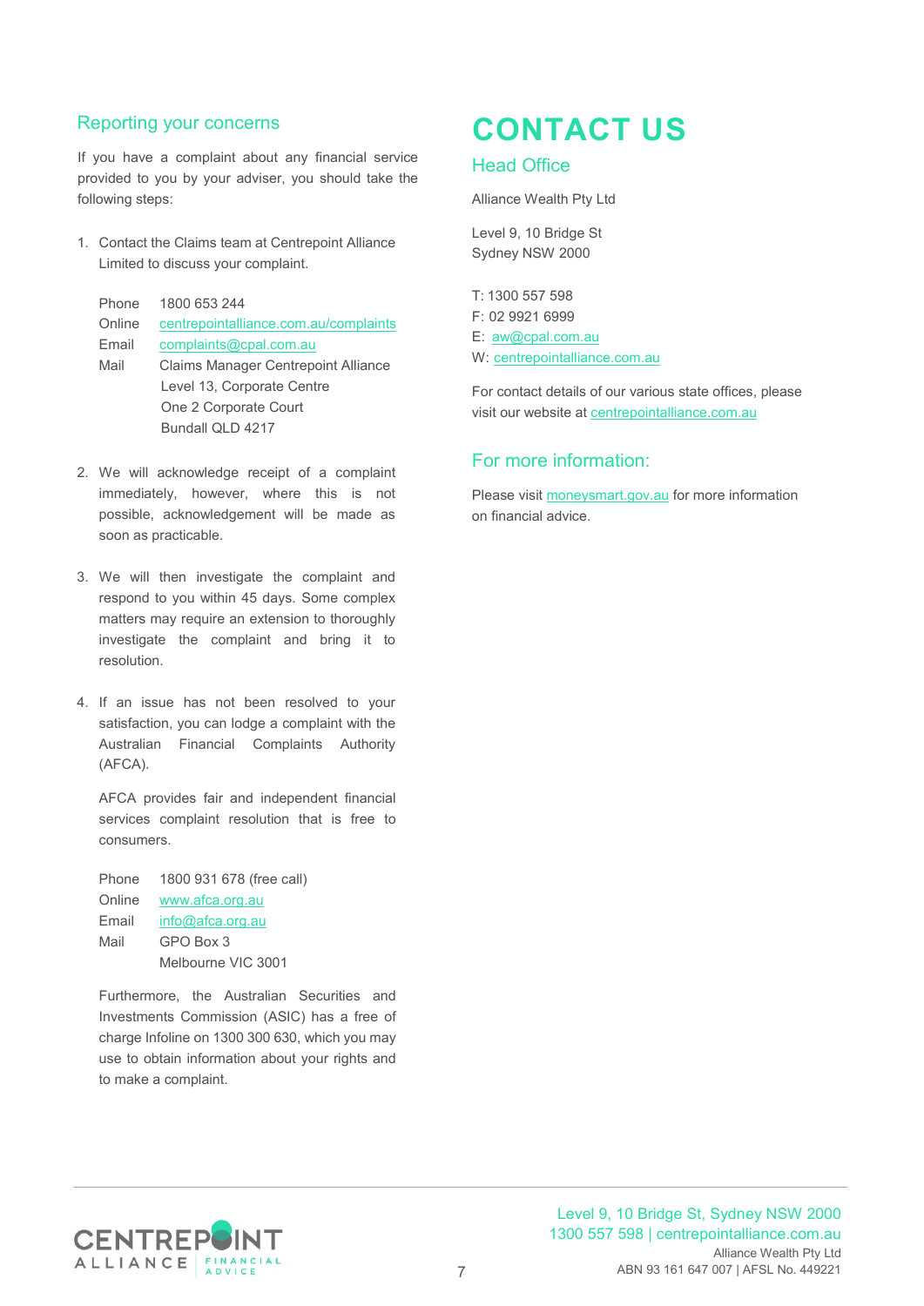## Reporting your concerns

If you have a complaint about any financial service provided to you by your adviser, you should take the following steps:

1. Contact the Claims team at Centrepoint Alliance Limited to discuss your complaint.

   | | |
   |---|---|
   | Phone | 1800 653 244 |
   | Online | centrepointalliance.com.au/complaints |
   | Email | complaints@cpal.com.au |
   | Mail | Claims Manager Centrepoint Alliance<br>Level 13, Corporate Centre<br>One 2 Corporate Court<br>Bundall QLD 4217 |

2. We will acknowledge receipt of a complaint immediately, however, where this is not possible, acknowledgement will be made as soon as practicable.

3. We will then investigate the complaint and respond to you within 45 days. Some complex matters may require an extension to thoroughly investigate the complaint and bring it to resolution.

4. If an issue has not been resolved to your satisfaction, you can lodge a complaint with the Australian Financial Complaints Authority (AFCA).

   AFCA provides fair and independent financial services complaint resolution that is free to consumers.

   | | |
   |---|---|
   | Phone | 1800 931 678 (free call) |
   | Online | www.afca.org.au |
   | Email | info@afca.org.au |
   | Mail | GPO Box 3<br>Melbourne VIC 3001 |

   Furthermore, the Australian Securities and Investments Commission (ASIC) has a free of charge Infoline on 1300 300 630, which you may use to obtain information about your rights and to make a complaint.

# CONTACT US

## Head Office

Alliance Wealth Pty Ltd

Level 9, 10 Bridge St
Sydney NSW 2000

T: 1300 557 598
F: 02 9921 6999
E: aw@cpal.com.au
W: centrepointalliance.com.au

For contact details of our various state offices, please visit our website at centrepointalliance.com.au

## For more information:

Please visit moneysmart.gov.au for more information on financial advice.

CENTREPOINT ALLIANCE FINANCIAL ADVICE

Level 9, 10 Bridge St, Sydney NSW 2000
1300 557 598 | centrepointalliance.com.au
Alliance Wealth Pty Ltd
ABN 93 161 647 007 | AFSL No. 449221